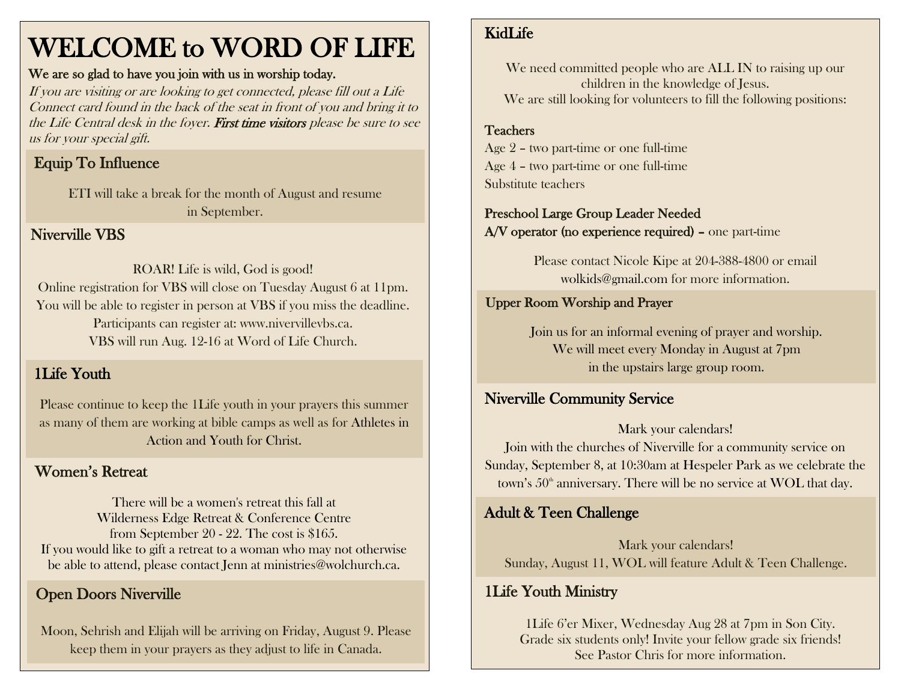# WELCOME to WORD OF LIFE

**We are so glad to have you join with us in worship today.**

*If you are visiting or are looking to get connected, please fill out a Life Connect card found in the back of the seat in front of you and bring it to the Life Central desk in the foyer.* ***First time visitors*** *please be sure to see us for your special gift.*

## Equip To Influence

ETI will take a break for the month of August and resume in September.

## Niverville VBS

ROAR! Life is wild, God is good!
Online registration for VBS will close on Tuesday August 6 at 11pm.
You will be able to register in person at VBS if you miss the deadline.
Participants can register at: www.nivervillevbs.ca.
VBS will run Aug. 12-16 at Word of Life Church.

## 1Life Youth

Please continue to keep the 1Life youth in your prayers this summer as many of them are working at bible camps as well as for Athletes in Action and Youth for Christ.

## Women's Retreat

There will be a women's retreat this fall at Wilderness Edge Retreat & Conference Centre from September 20 - 22. The cost is $165.
If you would like to gift a retreat to a woman who may not otherwise be able to attend, please contact Jenn at ministries@wolchurch.ca.

## Open Doors Niverville

Moon, Sehrish and Elijah will be arriving on Friday, August 9. Please keep them in your prayers as they adjust to life in Canada.

## KidLife

We need committed people who are ALL IN to raising up our children in the knowledge of Jesus.
We are still looking for volunteers to fill the following positions:

**Teachers**
Age 2 – two part-time or one full-time
Age 4 – two part-time or one full-time
Substitute teachers

**Preschool Large Group Leader Needed**
**A/V operator (no experience required) –** one part-time

Please contact Nicole Kipe at 204-388-4800 or email wolkids@gmail.com for more information.

## Upper Room Worship and Prayer

Join us for an informal evening of prayer and worship.
We will meet every Monday in August at 7pm in the upstairs large group room.

## Niverville Community Service

Mark your calendars!
Join with the churches of Niverville for a community service on Sunday, September 8, at 10:30am at Hespeler Park as we celebrate the town's 50th anniversary. There will be no service at WOL that day.

## Adult & Teen Challenge

Mark your calendars!
Sunday, August 11, WOL will feature Adult & Teen Challenge.

## 1Life Youth Ministry

1Life 6'er Mixer, Wednesday Aug 28 at 7pm in Son City.
Grade six students only! Invite your fellow grade six friends!
See Pastor Chris for more information.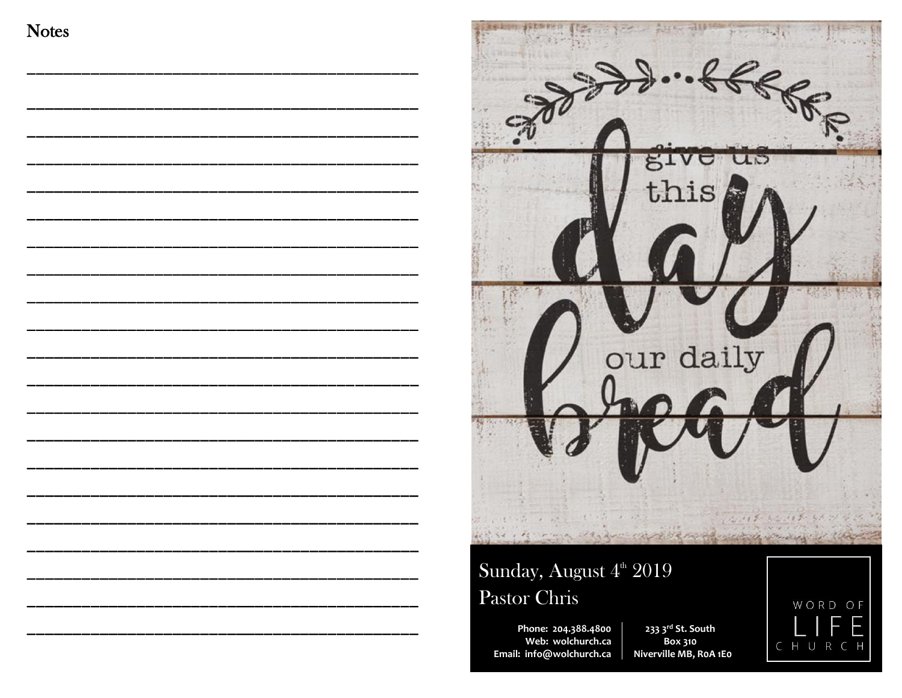**Notes**

\_\_\_\_\_\_\_\_\_\_\_\_\_\_\_\_\_\_\_\_\_\_\_\_\_\_\_\_\_\_\_\_\_\_\_\_\_\_\_\_\_\_\_\_\_\_\_\_

\_\_\_\_\_\_\_\_\_\_\_\_\_\_\_\_\_\_\_\_\_\_\_\_\_\_\_\_\_\_\_\_\_\_\_\_\_\_\_\_\_\_\_\_\_\_\_\_

\_\_\_\_\_\_\_\_\_\_\_\_\_\_\_\_\_\_\_\_\_\_\_\_\_\_\_\_\_\_\_\_\_\_\_\_\_\_\_\_\_\_\_\_\_\_\_\_

\_\_\_\_\_\_\_\_\_\_\_\_\_\_\_\_\_\_\_\_\_\_\_\_\_\_\_\_\_\_\_\_\_\_\_\_\_\_\_\_\_\_\_\_\_\_\_\_

\_\_\_\_\_\_\_\_\_\_\_\_\_\_\_\_\_\_\_\_\_\_\_\_\_\_\_\_\_\_\_\_\_\_\_\_\_\_\_\_\_\_\_\_\_\_\_\_

\_\_\_\_\_\_\_\_\_\_\_\_\_\_\_\_\_\_\_\_\_\_\_\_\_\_\_\_\_\_\_\_\_\_\_\_\_\_\_\_\_\_\_\_\_\_\_\_

\_\_\_\_\_\_\_\_\_\_\_\_\_\_\_\_\_\_\_\_\_\_\_\_\_\_\_\_\_\_\_\_\_\_\_\_\_\_\_\_\_\_\_\_\_\_\_\_

\_\_\_\_\_\_\_\_\_\_\_\_\_\_\_\_\_\_\_\_\_\_\_\_\_\_\_\_\_\_\_\_\_\_\_\_\_\_\_\_\_\_\_\_\_\_\_\_

\_\_\_\_\_\_\_\_\_\_\_\_\_\_\_\_\_\_\_\_\_\_\_\_\_\_\_\_\_\_\_\_\_\_\_\_\_\_\_\_\_\_\_\_\_\_\_\_

\_\_\_\_\_\_\_\_\_\_\_\_\_\_\_\_\_\_\_\_\_\_\_\_\_\_\_\_\_\_\_\_\_\_\_\_\_\_\_\_\_\_\_\_\_\_\_\_

\_\_\_\_\_\_\_\_\_\_\_\_\_\_\_\_\_\_\_\_\_\_\_\_\_\_\_\_\_\_\_\_\_\_\_\_\_\_\_\_\_\_\_\_\_\_\_\_

\_\_\_\_\_\_\_\_\_\_\_\_\_\_\_\_\_\_\_\_\_\_\_\_\_\_\_\_\_\_\_\_\_\_\_\_\_\_\_\_\_\_\_\_\_\_\_\_

\_\_\_\_\_\_\_\_\_\_\_\_\_\_\_\_\_\_\_\_\_\_\_\_\_\_\_\_\_\_\_\_\_\_\_\_\_\_\_\_\_\_\_\_\_\_\_\_

\_\_\_\_\_\_\_\_\_\_\_\_\_\_\_\_\_\_\_\_\_\_\_\_\_\_\_\_\_\_\_\_\_\_\_\_\_\_\_\_\_\_\_\_\_\_\_\_

\_\_\_\_\_\_\_\_\_\_\_\_\_\_\_\_\_\_\_\_\_\_\_\_\_\_\_\_\_\_\_\_\_\_\_\_\_\_\_\_\_\_\_\_\_\_\_\_

\_\_\_\_\_\_\_\_\_\_\_\_\_\_\_\_\_\_\_\_\_\_\_\_\_\_\_\_\_\_\_\_\_\_\_\_\_\_\_\_\_\_\_\_\_\_\_\_

\_\_\_\_\_\_\_\_\_\_\_\_\_\_\_\_\_\_\_\_\_\_\_\_\_\_\_\_\_\_\_\_\_\_\_\_\_\_\_\_\_\_\_\_\_\_\_\_

\_\_\_\_\_\_\_\_\_\_\_\_\_\_\_\_\_\_\_\_\_\_\_\_\_\_\_\_\_\_\_\_\_\_\_\_\_\_\_\_\_\_\_\_\_\_\_\_

\_\_\_\_\_\_\_\_\_\_\_\_\_\_\_\_\_\_\_\_\_\_\_\_\_\_\_\_\_\_\_\_\_\_\_\_\_\_\_\_\_\_\_\_\_\_\_\_

\_\_\_\_\_\_\_\_\_\_\_\_\_\_\_\_\_\_\_\_\_\_\_\_\_\_\_\_\_\_\_\_\_\_\_\_\_\_\_\_\_\_\_\_\_\_\_\_

\_\_\_\_\_\_\_\_\_\_\_\_\_\_\_\_\_\_\_\_\_\_\_\_\_\_\_\_\_\_\_\_\_\_\_\_\_\_\_\_\_\_\_\_\_\_\_\_

give us this day our daily bread

Sunday, August 4th 2019

Pastor Chris

Phone: 204.388.4800
Web: wolchurch.ca
Email: info@wolchurch.ca

233 3rd St. South
Box 310
Niverville MB, R0A 1E0

WORD OF LIFE CHURCH